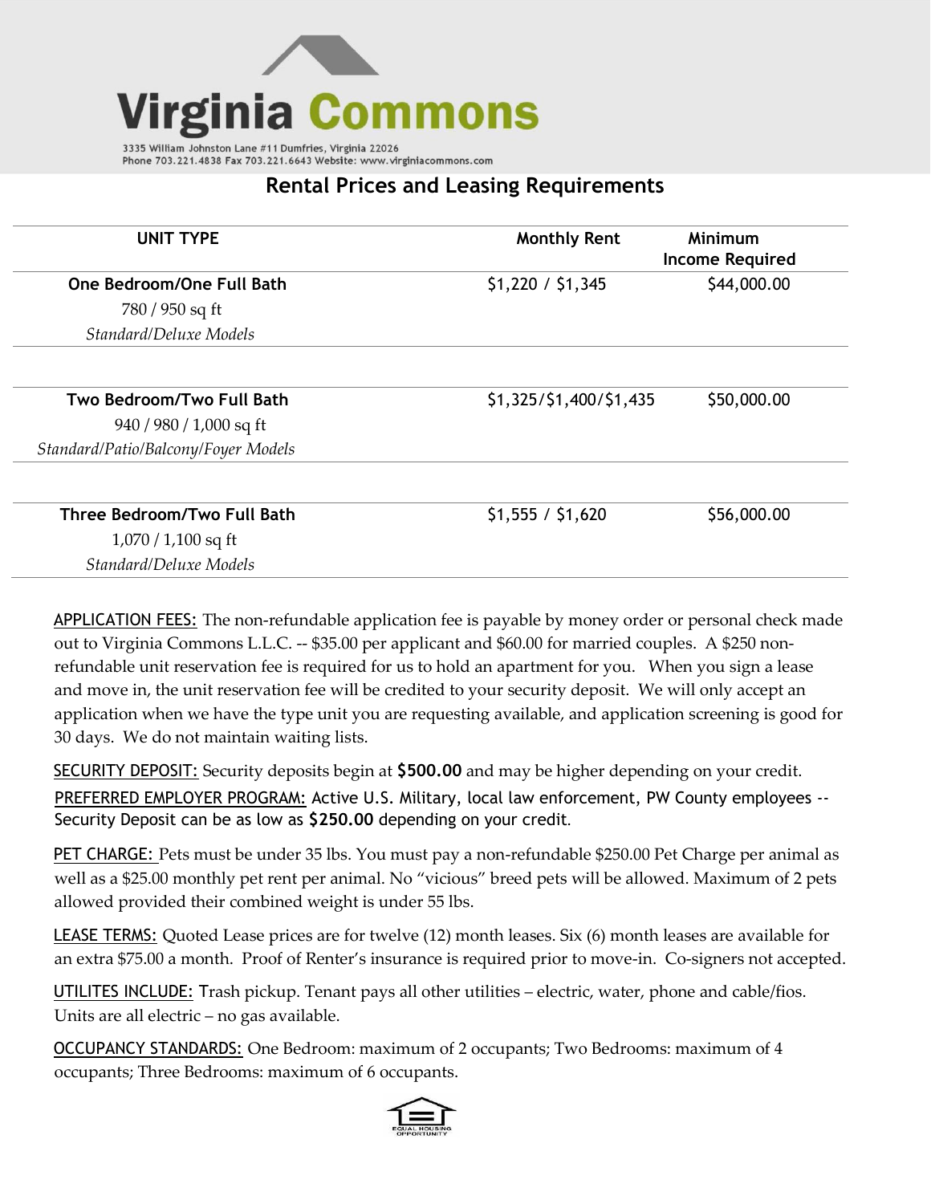# Virginia Commons

3335 William Johnston Lane #11 Dumfries, Virginia 22026
Phone 703.221.4838 Fax 703.221.6643 Website: www.virginiacommons.com

## Rental Prices and Leasing Requirements

| UNIT TYPE | Monthly Rent | Minimum Income Required |
|---|---|---|
| **One Bedroom/One Full Bath**<br>780 / 950 sq ft<br>*Standard/Deluxe Models* | $1,220 / $1,345 | $44,000.00 |
| **Two Bedroom/Two Full Bath**<br>940 / 980 / 1,000 sq ft<br>*Standard/Patio/Balcony/Foyer Models* | $1,325/$1,400/$1,435 | $50,000.00 |
| **Three Bedroom/Two Full Bath**<br>1,070 / 1,100 sq ft<br>*Standard/Deluxe Models* | $1,555 / $1,620 | $56,000.00 |

APPLICATION FEES: The non-refundable application fee is payable by money order or personal check made out to Virginia Commons L.L.C. -- $35.00 per applicant and $60.00 for married couples. A $250 non-refundable unit reservation fee is required for us to hold an apartment for you. When you sign a lease and move in, the unit reservation fee will be credited to your security deposit. We will only accept an application when we have the type unit you are requesting available, and application screening is good for 30 days. We do not maintain waiting lists.

SECURITY DEPOSIT: Security deposits begin at **$500.00** and may be higher depending on your credit.

PREFERRED EMPLOYER PROGRAM: Active U.S. Military, local law enforcement, PW County employees -- Security Deposit can be as low as **$250.00** depending on your credit.

PET CHARGE: Pets must be under 35 lbs. You must pay a non-refundable $250.00 Pet Charge per animal as well as a $25.00 monthly pet rent per animal. No "vicious" breed pets will be allowed. Maximum of 2 pets allowed provided their combined weight is under 55 lbs.

LEASE TERMS: Quoted Lease prices are for twelve (12) month leases. Six (6) month leases are available for an extra $75.00 a month. Proof of Renter's insurance is required prior to move-in. Co-signers not accepted.

UTILITES INCLUDE: Trash pickup. Tenant pays all other utilities – electric, water, phone and cable/fios. Units are all electric – no gas available.

OCCUPANCY STANDARDS: One Bedroom: maximum of 2 occupants; Two Bedrooms: maximum of 4 occupants; Three Bedrooms: maximum of 6 occupants.

EQUAL HOUSING OPPORTUNITY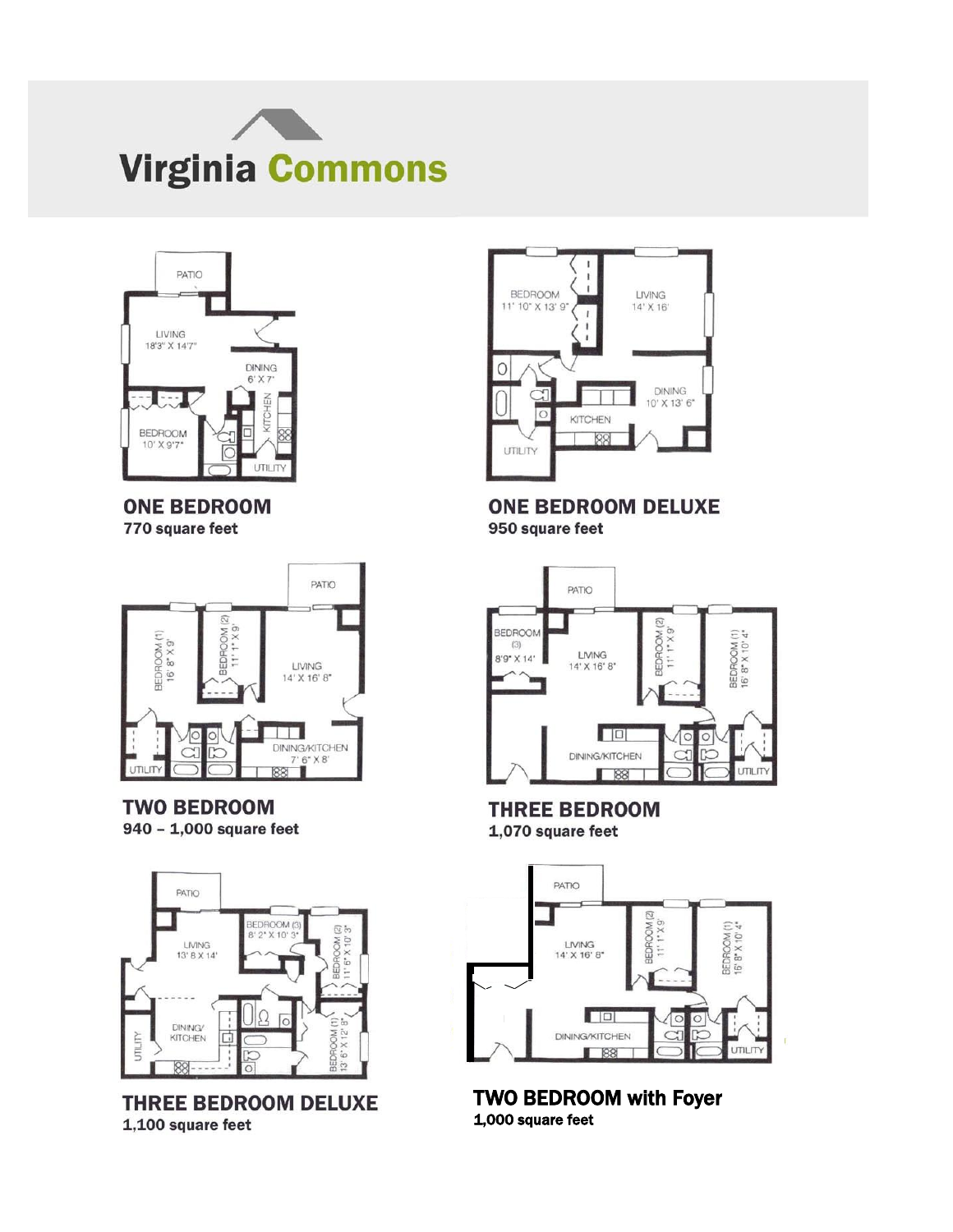# Virginia Commons

**ONE BEDROOM**
**770 square feet**

**ONE BEDROOM DELUXE**
**950 square feet**

**TWO BEDROOM**
**940 – 1,000 square feet**

**THREE BEDROOM**
**1,070 square feet**

**THREE BEDROOM DELUXE**
**1,100 square feet**

**TWO BEDROOM with Foyer**
**1,000 square feet**